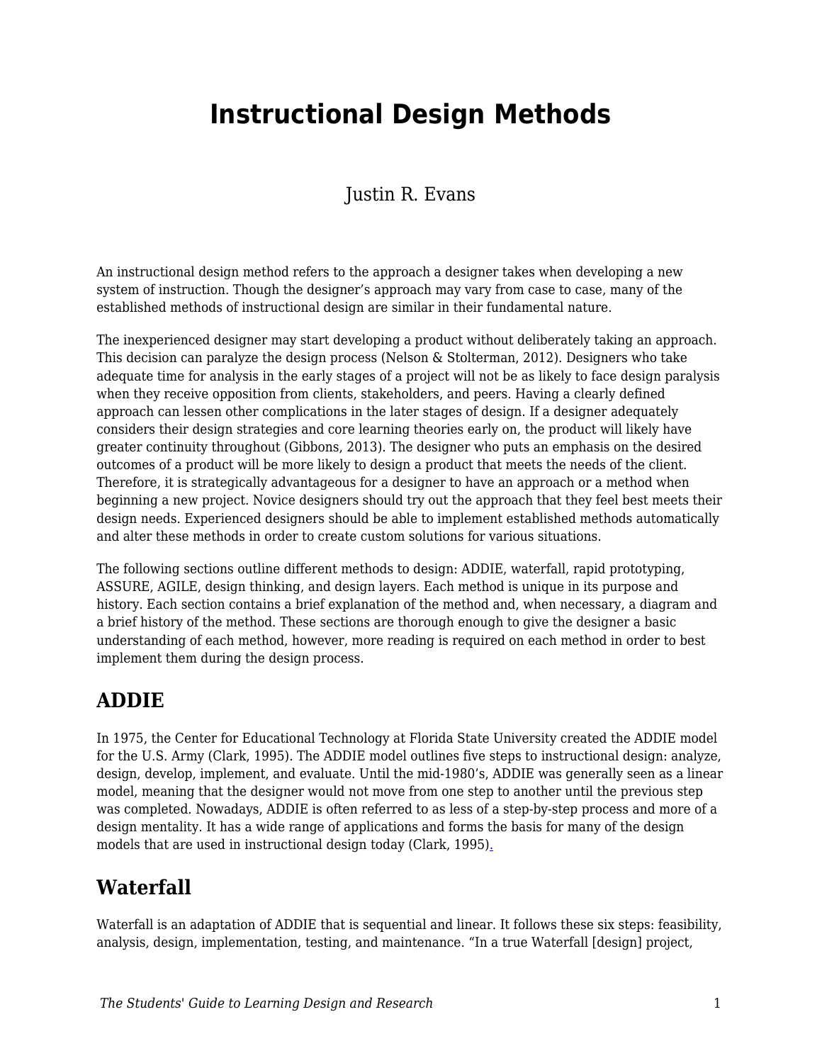# Instructional Design Methods

Justin R. Evans

An instructional design method refers to the approach a designer takes when developing a new system of instruction. Though the designer's approach may vary from case to case, many of the established methods of instructional design are similar in their fundamental nature.

The inexperienced designer may start developing a product without deliberately taking an approach. This decision can paralyze the design process (Nelson & Stolterman, 2012). Designers who take adequate time for analysis in the early stages of a project will not be as likely to face design paralysis when they receive opposition from clients, stakeholders, and peers. Having a clearly defined approach can lessen other complications in the later stages of design. If a designer adequately considers their design strategies and core learning theories early on, the product will likely have greater continuity throughout (Gibbons, 2013). The designer who puts an emphasis on the desired outcomes of a product will be more likely to design a product that meets the needs of the client. Therefore, it is strategically advantageous for a designer to have an approach or a method when beginning a new project. Novice designers should try out the approach that they feel best meets their design needs. Experienced designers should be able to implement established methods automatically and alter these methods in order to create custom solutions for various situations.

The following sections outline different methods to design: ADDIE, waterfall, rapid prototyping, ASSURE, AGILE, design thinking, and design layers. Each method is unique in its purpose and history. Each section contains a brief explanation of the method and, when necessary, a diagram and a brief history of the method. These sections are thorough enough to give the designer a basic understanding of each method, however, more reading is required on each method in order to best implement them during the design process.

## ADDIE

In 1975, the Center for Educational Technology at Florida State University created the ADDIE model for the U.S. Army (Clark, 1995). The ADDIE model outlines five steps to instructional design: analyze, design, develop, implement, and evaluate. Until the mid-1980's, ADDIE was generally seen as a linear model, meaning that the designer would not move from one step to another until the previous step was completed. Nowadays, ADDIE is often referred to as less of a step-by-step process and more of a design mentality. It has a wide range of applications and forms the basis for many of the design models that are used in instructional design today (Clark, 1995).

## Waterfall

Waterfall is an adaptation of ADDIE that is sequential and linear. It follows these six steps: feasibility, analysis, design, implementation, testing, and maintenance. "In a true Waterfall [design] project,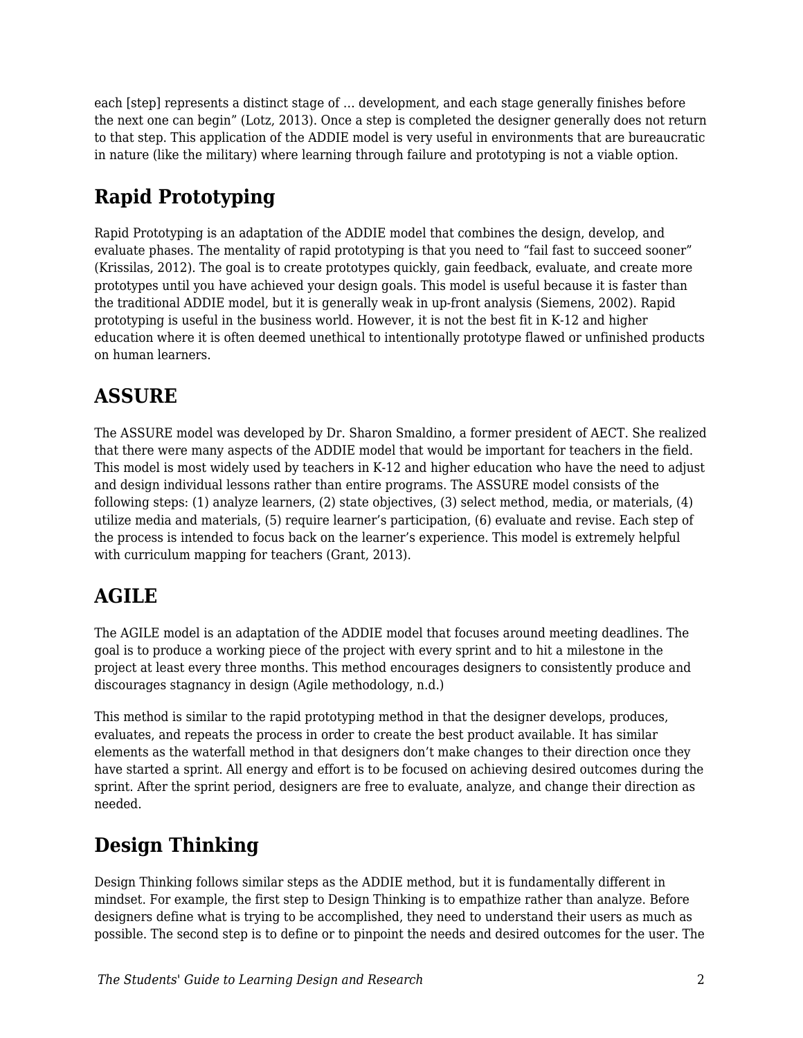each [step] represents a distinct stage of ... development, and each stage generally finishes before the next one can begin" (Lotz, 2013). Once a step is completed the designer generally does not return to that step. This application of the ADDIE model is very useful in environments that are bureaucratic in nature (like the military) where learning through failure and prototyping is not a viable option.

## Rapid Prototyping

Rapid Prototyping is an adaptation of the ADDIE model that combines the design, develop, and evaluate phases. The mentality of rapid prototyping is that you need to "fail fast to succeed sooner" (Krissilas, 2012). The goal is to create prototypes quickly, gain feedback, evaluate, and create more prototypes until you have achieved your design goals. This model is useful because it is faster than the traditional ADDIE model, but it is generally weak in up-front analysis (Siemens, 2002). Rapid prototyping is useful in the business world. However, it is not the best fit in K-12 and higher education where it is often deemed unethical to intentionally prototype flawed or unfinished products on human learners.

## ASSURE

The ASSURE model was developed by Dr. Sharon Smaldino, a former president of AECT. She realized that there were many aspects of the ADDIE model that would be important for teachers in the field. This model is most widely used by teachers in K-12 and higher education who have the need to adjust and design individual lessons rather than entire programs. The ASSURE model consists of the following steps: (1) analyze learners, (2) state objectives, (3) select method, media, or materials, (4) utilize media and materials, (5) require learner's participation, (6) evaluate and revise. Each step of the process is intended to focus back on the learner's experience. This model is extremely helpful with curriculum mapping for teachers (Grant, 2013).

## AGILE

The AGILE model is an adaptation of the ADDIE model that focuses around meeting deadlines. The goal is to produce a working piece of the project with every sprint and to hit a milestone in the project at least every three months. This method encourages designers to consistently produce and discourages stagnancy in design (Agile methodology, n.d.)

This method is similar to the rapid prototyping method in that the designer develops, produces, evaluates, and repeats the process in order to create the best product available. It has similar elements as the waterfall method in that designers don't make changes to their direction once they have started a sprint. All energy and effort is to be focused on achieving desired outcomes during the sprint. After the sprint period, designers are free to evaluate, analyze, and change their direction as needed.

## Design Thinking

Design Thinking follows similar steps as the ADDIE method, but it is fundamentally different in mindset. For example, the first step to Design Thinking is to empathize rather than analyze. Before designers define what is trying to be accomplished, they need to understand their users as much as possible. The second step is to define or to pinpoint the needs and desired outcomes for the user. The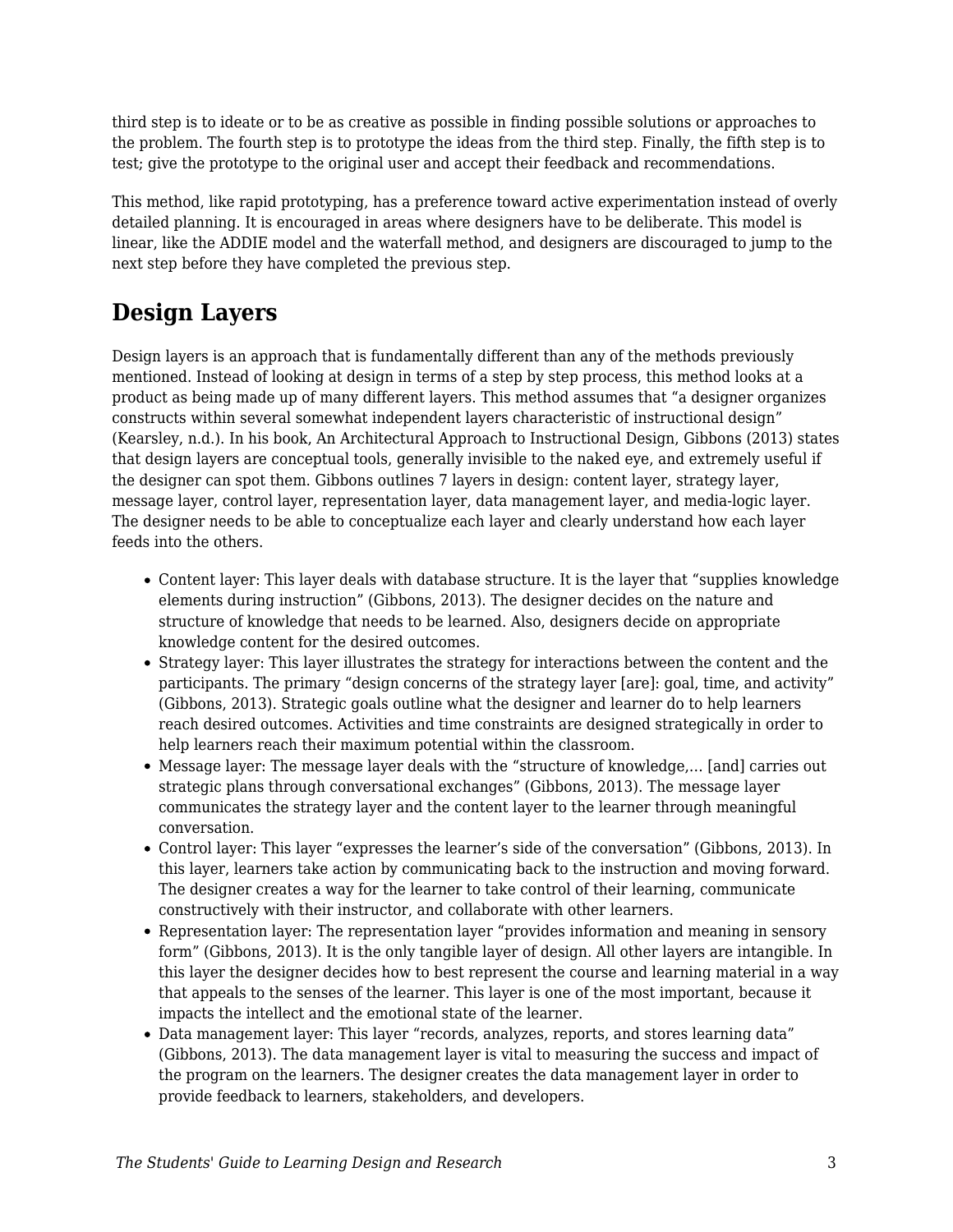third step is to ideate or to be as creative as possible in finding possible solutions or approaches to the problem. The fourth step is to prototype the ideas from the third step. Finally, the fifth step is to test; give the prototype to the original user and accept their feedback and recommendations.

This method, like rapid prototyping, has a preference toward active experimentation instead of overly detailed planning. It is encouraged in areas where designers have to be deliberate. This model is linear, like the ADDIE model and the waterfall method, and designers are discouraged to jump to the next step before they have completed the previous step.

## Design Layers

Design layers is an approach that is fundamentally different than any of the methods previously mentioned. Instead of looking at design in terms of a step by step process, this method looks at a product as being made up of many different layers. This method assumes that "a designer organizes constructs within several somewhat independent layers characteristic of instructional design" (Kearsley, n.d.). In his book, An Architectural Approach to Instructional Design, Gibbons (2013) states that design layers are conceptual tools, generally invisible to the naked eye, and extremely useful if the designer can spot them. Gibbons outlines 7 layers in design: content layer, strategy layer, message layer, control layer, representation layer, data management layer, and media-logic layer. The designer needs to be able to conceptualize each layer and clearly understand how each layer feeds into the others.

- Content layer: This layer deals with database structure. It is the layer that "supplies knowledge elements during instruction" (Gibbons, 2013). The designer decides on the nature and structure of knowledge that needs to be learned. Also, designers decide on appropriate knowledge content for the desired outcomes.
- Strategy layer: This layer illustrates the strategy for interactions between the content and the participants. The primary "design concerns of the strategy layer [are]: goal, time, and activity" (Gibbons, 2013). Strategic goals outline what the designer and learner do to help learners reach desired outcomes. Activities and time constraints are designed strategically in order to help learners reach their maximum potential within the classroom.
- Message layer: The message layer deals with the "structure of knowledge,… [and] carries out strategic plans through conversational exchanges" (Gibbons, 2013). The message layer communicates the strategy layer and the content layer to the learner through meaningful conversation.
- Control layer: This layer "expresses the learner's side of the conversation" (Gibbons, 2013). In this layer, learners take action by communicating back to the instruction and moving forward. The designer creates a way for the learner to take control of their learning, communicate constructively with their instructor, and collaborate with other learners.
- Representation layer: The representation layer "provides information and meaning in sensory form" (Gibbons, 2013). It is the only tangible layer of design. All other layers are intangible. In this layer the designer decides how to best represent the course and learning material in a way that appeals to the senses of the learner. This layer is one of the most important, because it impacts the intellect and the emotional state of the learner.
- Data management layer: This layer "records, analyzes, reports, and stores learning data" (Gibbons, 2013). The data management layer is vital to measuring the success and impact of the program on the learners. The designer creates the data management layer in order to provide feedback to learners, stakeholders, and developers.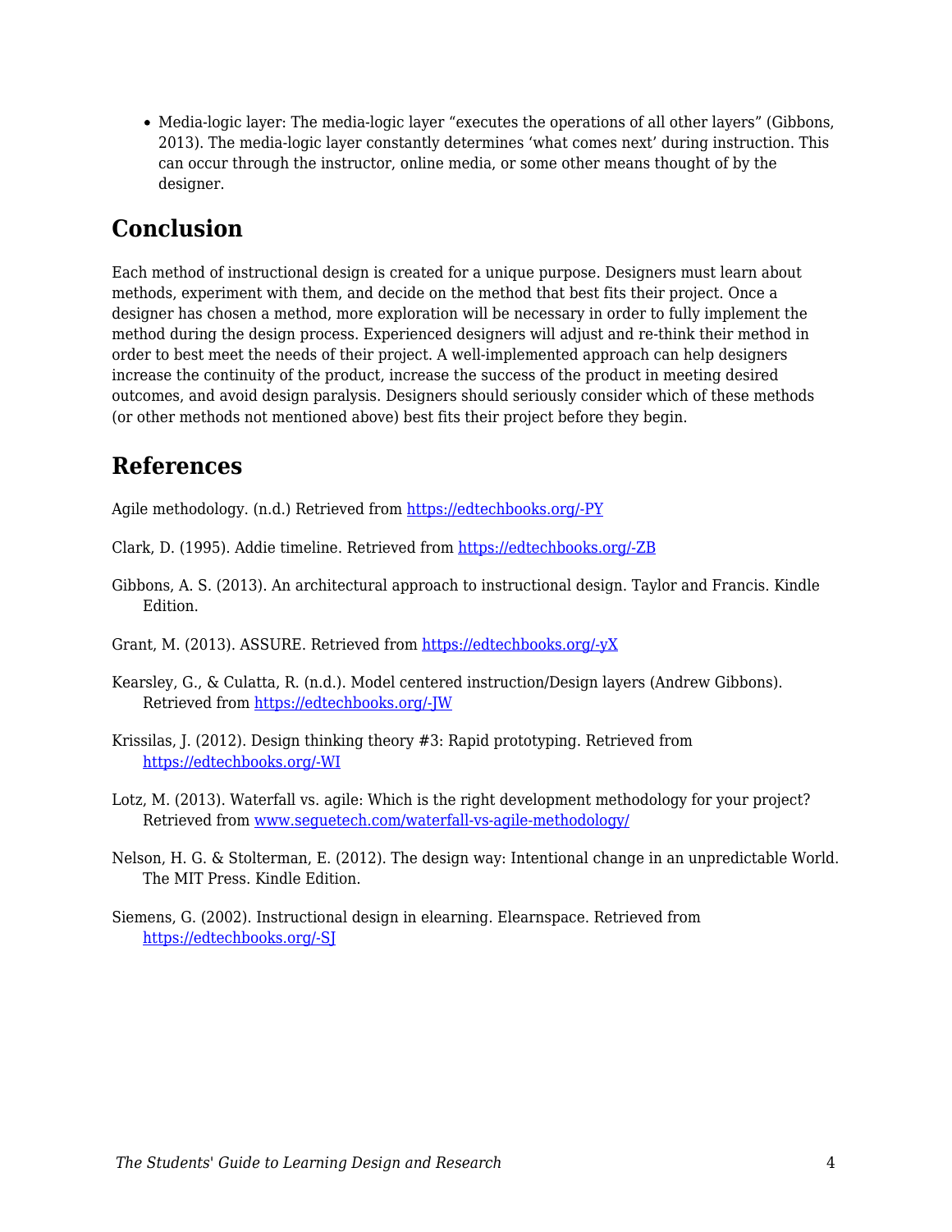- Media-logic layer: The media-logic layer "executes the operations of all other layers" (Gibbons, 2013). The media-logic layer constantly determines 'what comes next' during instruction. This can occur through the instructor, online media, or some other means thought of by the designer.

## Conclusion

Each method of instructional design is created for a unique purpose. Designers must learn about methods, experiment with them, and decide on the method that best fits their project. Once a designer has chosen a method, more exploration will be necessary in order to fully implement the method during the design process. Experienced designers will adjust and re-think their method in order to best meet the needs of their project. A well-implemented approach can help designers increase the continuity of the product, increase the success of the product in meeting desired outcomes, and avoid design paralysis. Designers should seriously consider which of these methods (or other methods not mentioned above) best fits their project before they begin.

## References

Agile methodology. (n.d.) Retrieved from [https://edtechbooks.org/-PY](https://edtechbooks.org/-PY)

Clark, D. (1995). Addie timeline. Retrieved from [https://edtechbooks.org/-ZB](https://edtechbooks.org/-ZB)

Gibbons, A. S. (2013). An architectural approach to instructional design. Taylor and Francis. Kindle Edition.

Grant, M. (2013). ASSURE. Retrieved from [https://edtechbooks.org/-yX](https://edtechbooks.org/-yX)

Kearsley, G., & Culatta, R. (n.d.). Model centered instruction/Design layers (Andrew Gibbons). Retrieved from [https://edtechbooks.org/-JW](https://edtechbooks.org/-JW)

Krissilas, J. (2012). Design thinking theory #3: Rapid prototyping. Retrieved from [https://edtechbooks.org/-WI](https://edtechbooks.org/-WI)

Lotz, M. (2013). Waterfall vs. agile: Which is the right development methodology for your project? Retrieved from [www.seguetech.com/waterfall-vs-agile-methodology/](www.seguetech.com/waterfall-vs-agile-methodology/)

Nelson, H. G. & Stolterman, E. (2012). The design way: Intentional change in an unpredictable World. The MIT Press. Kindle Edition.

Siemens, G. (2002). Instructional design in elearning. Elearnspace. Retrieved from [https://edtechbooks.org/-SJ](https://edtechbooks.org/-SJ)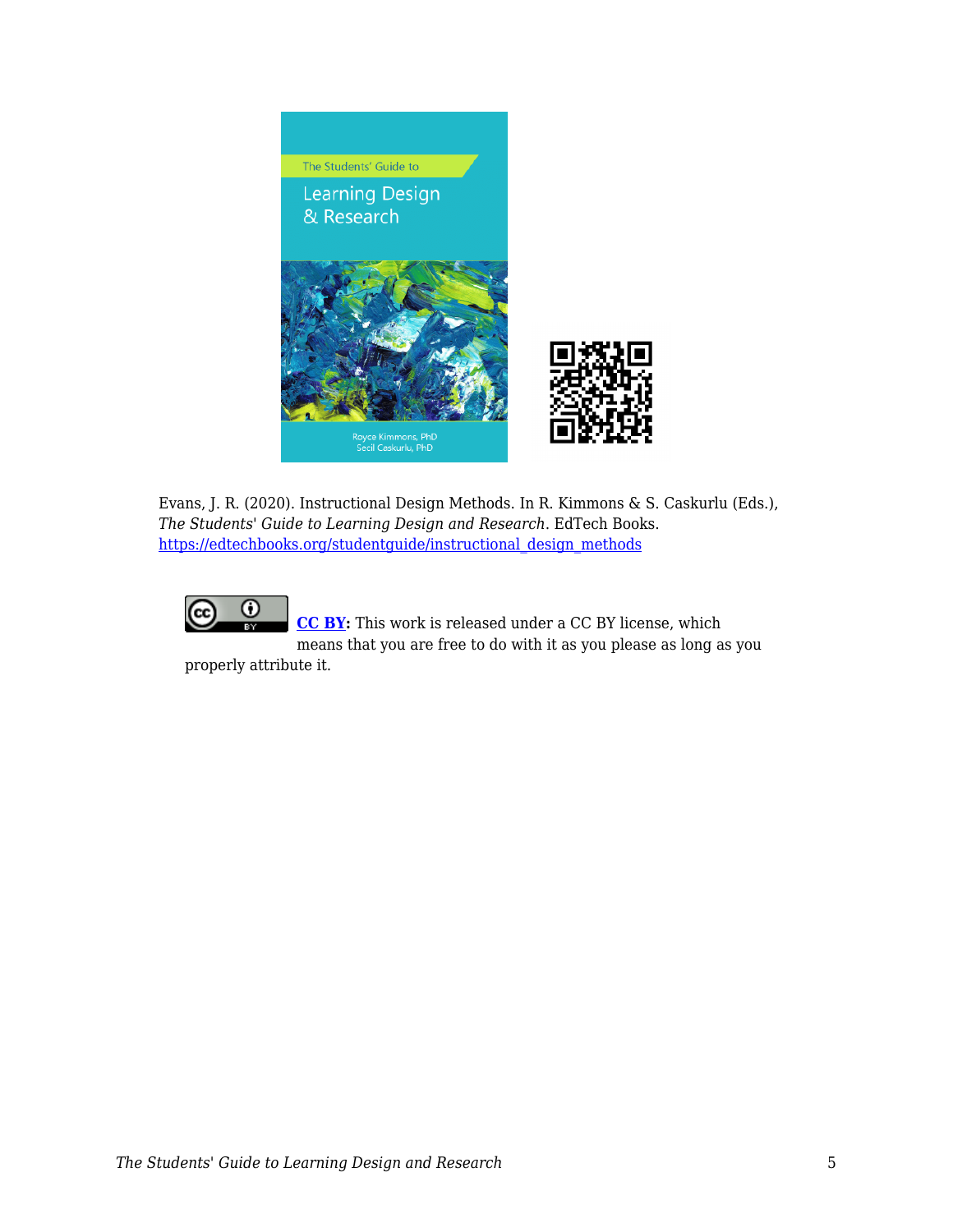Evans, J. R. (2020). Instructional Design Methods. In R. Kimmons & S. Caskurlu (Eds.), *The Students' Guide to Learning Design and Research*. EdTech Books. https://edtechbooks.org/studentguide/instructional_design_methods

**CC BY:** This work is released under a CC BY license, which means that you are free to do with it as you please as long as you properly attribute it.